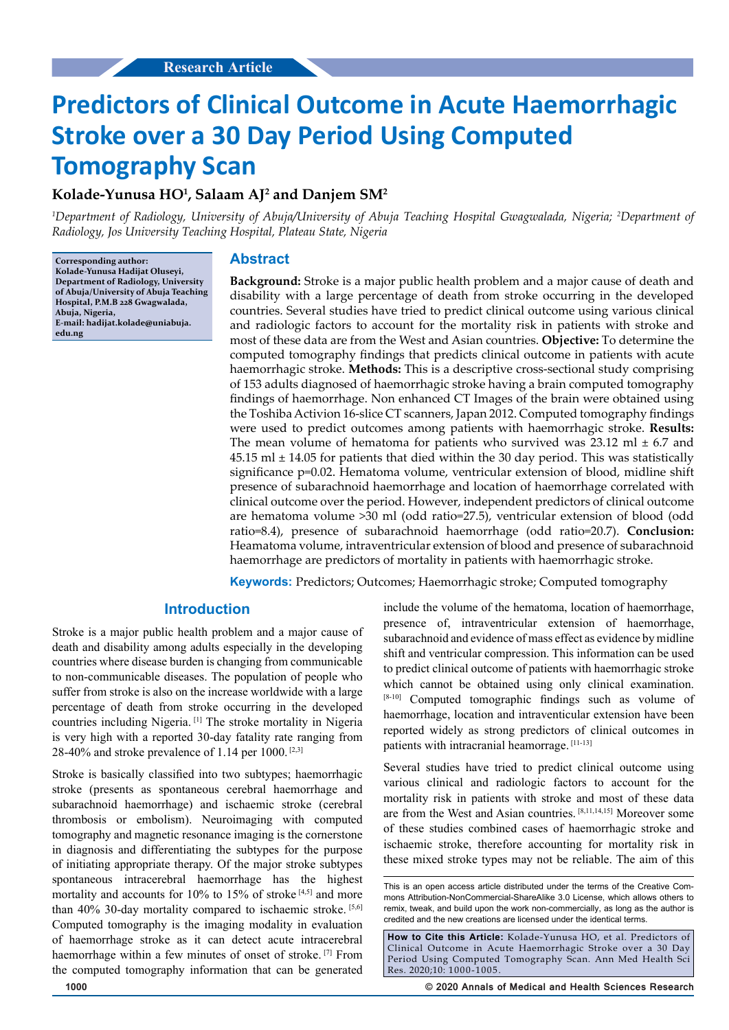Research Article

# Predictors of Clinical Outcome in Acute Haemorrhagic Stroke over a 30 Day Period Using Computed Tomography Scan

**Kolade-Yunusa HO[1], Salaam AJ[2] and Danjem SM[2]**

*[1]Department of Radiology, University of Abuja/University of Abuja Teaching Hospital Gwagwalada, Nigeria; [2]Department of Radiology, Jos University Teaching Hospital, Plateau State, Nigeria*

**Corresponding author: Kolade-Yunusa Hadijat Oluseyi, Department of Radiology, University of Abuja/University of Abuja Teaching Hospital, P.M.B 228 Gwagwalada, Abuja, Nigeria, E-mail: hadijat.kolade@uniabuja.edu.ng**

## Abstract

**Background:** Stroke is a major public health problem and a major cause of death and disability with a large percentage of death from stroke occurring in the developed countries. Several studies have tried to predict clinical outcome using various clinical and radiologic factors to account for the mortality risk in patients with stroke and most of these data are from the West and Asian countries. **Objective:** To determine the computed tomography findings that predicts clinical outcome in patients with acute haemorrhagic stroke. **Methods:** This is a descriptive cross-sectional study comprising of 153 adults diagnosed of haemorrhagic stroke having a brain computed tomography findings of haemorrhage. Non enhanced CT Images of the brain were obtained using the Toshiba Activion 16-slice CT scanners, Japan 2012. Computed tomography findings were used to predict outcomes among patients with haemorrhagic stroke. **Results:** The mean volume of hematoma for patients who survived was 23.12 ml ± 6.7 and 45.15 ml ± 14.05 for patients that died within the 30 day period. This was statistically significance p=0.02. Hematoma volume, ventricular extension of blood, midline shift presence of subarachnoid haemorrhage and location of haemorrhage correlated with clinical outcome over the period. However, independent predictors of clinical outcome are hematoma volume >30 ml (odd ratio=27.5), ventricular extension of blood (odd ratio=8.4), presence of subarachnoid haemorrhage (odd ratio=20.7). **Conclusion:** Heamatoma volume, intraventricular extension of blood and presence of subarachnoid haemorrhage are predictors of mortality in patients with haemorrhagic stroke.

**Keywords:** Predictors; Outcomes; Haemorrhagic stroke; Computed tomography

## Introduction

Stroke is a major public health problem and a major cause of death and disability among adults especially in the developing countries where disease burden is changing from communicable to non-communicable diseases. The population of people who suffer from stroke is also on the increase worldwide with a large percentage of death from stroke occurring in the developed countries including Nigeria. [1] The stroke mortality in Nigeria is very high with a reported 30-day fatality rate ranging from 28-40% and stroke prevalence of 1.14 per 1000. [2,3]

Stroke is basically classified into two subtypes; haemorrhagic stroke (presents as spontaneous cerebral haemorrhage and subarachnoid haemorrhage) and ischaemic stroke (cerebral thrombosis or embolism). Neuroimaging with computed tomography and magnetic resonance imaging is the cornerstone in diagnosis and differentiating the subtypes for the purpose of initiating appropriate therapy. Of the major stroke subtypes spontaneous intracerebral haemorrhage has the highest mortality and accounts for 10% to 15% of stroke [4,5] and more than 40% 30-day mortality compared to ischaemic stroke. [5,6] Computed tomography is the imaging modality in evaluation of haemorrhage stroke as it can detect acute intracerebral haemorrhage within a few minutes of onset of stroke. [7] From the computed tomography information that can be generated include the volume of the hematoma, location of haemorrhage, presence of, intraventricular extension of haemorrhage, subarachnoid and evidence of mass effect as evidence by midline shift and ventricular compression. This information can be used to predict clinical outcome of patients with haemorrhagic stroke which cannot be obtained using only clinical examination. [8-10] Computed tomographic findings such as volume of haemorrhage, location and intraventricular extension have been reported widely as strong predictors of clinical outcomes in patients with intracranial heamorrage. [11-13]

Several studies have tried to predict clinical outcome using various clinical and radiologic factors to account for the mortality risk in patients with stroke and most of these data are from the West and Asian countries. [8,11,14,15] Moreover some of these studies combined cases of haemorrhagic stroke and ischaemic stroke, therefore accounting for mortality risk in these mixed stroke types may not be reliable. The aim of this

This is an open access article distributed under the terms of the Creative Commons Attribution-NonCommercial-ShareAlike 3.0 License, which allows others to remix, tweak, and build upon the work non-commercially, as long as the author is credited and the new creations are licensed under the identical terms.

**How to Cite this Article:** Kolade-Yunusa HO, et al. Predictors of Clinical Outcome in Acute Haemorrhagic Stroke over a 30 Day Period Using Computed Tomography Scan. Ann Med Health Sci Res. 2020;10: 1000-1005.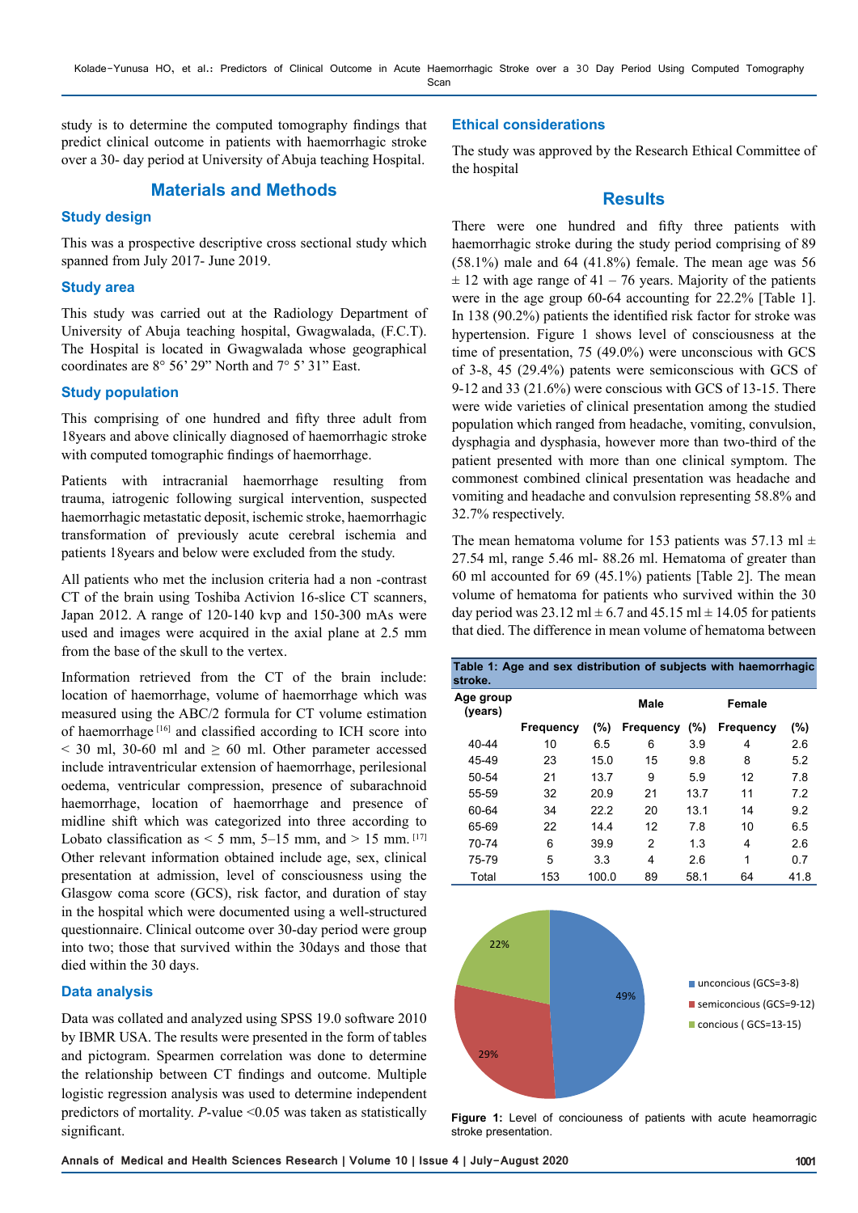study is to determine the computed tomography findings that predict clinical outcome in patients with haemorrhagic stroke over a 30- day period at University of Abuja teaching Hospital.

## Materials and Methods

### Study design

This was a prospective descriptive cross sectional study which spanned from July 2017- June 2019.

### Study area

This study was carried out at the Radiology Department of University of Abuja teaching hospital, Gwagwalada, (F.C.T). The Hospital is located in Gwagwalada whose geographical coordinates are 8° 56' 29" North and 7° 5' 31" East.

### Study population

This comprising of one hundred and fifty three adult from 18years and above clinically diagnosed of haemorrhagic stroke with computed tomographic findings of haemorrhage.

Patients with intracranial haemorrhage resulting from trauma, iatrogenic following surgical intervention, suspected haemorrhagic metastatic deposit, ischemic stroke, haemorrhagic transformation of previously acute cerebral ischemia and patients 18years and below were excluded from the study.

All patients who met the inclusion criteria had a non -contrast CT of the brain using Toshiba Activion 16-slice CT scanners, Japan 2012. A range of 120-140 kvp and 150-300 mAs were used and images were acquired in the axial plane at 2.5 mm from the base of the skull to the vertex.

Information retrieved from the CT of the brain include: location of haemorrhage, volume of haemorrhage which was measured using the ABC/2 formula for CT volume estimation of haemorrhage [16] and classified according to ICH score into < 30 ml, 30-60 ml and ≥ 60 ml. Other parameter accessed include intraventricular extension of haemorrhage, perilesional oedema, ventricular compression, presence of subarachnoid haemorrhage, location of haemorrhage and presence of midline shift which was categorized into three according to Lobato classification as < 5 mm, 5–15 mm, and > 15 mm. [17] Other relevant information obtained include age, sex, clinical presentation at admission, level of consciousness using the Glasgow coma score (GCS), risk factor, and duration of stay in the hospital which were documented using a well-structured questionnaire. Clinical outcome over 30-day period were group into two; those that survived within the 30days and those that died within the 30 days.

### Data analysis

Data was collated and analyzed using SPSS 19.0 software 2010 by IBMR USA. The results were presented in the form of tables and pictogram. Spearmen correlation was done to determine the relationship between CT findings and outcome. Multiple logistic regression analysis was used to determine independent predictors of mortality. *P*-value <0.05 was taken as statistically significant.

### Ethical considerations

The study was approved by the Research Ethical Committee of the hospital

## Results

There were one hundred and fifty three patients with haemorrhagic stroke during the study period comprising of 89 (58.1%) male and 64 (41.8%) female. The mean age was 56 ± 12 with age range of 41 – 76 years. Majority of the patients were in the age group 60-64 accounting for 22.2% [Table 1]. In 138 (90.2%) patients the identified risk factor for stroke was hypertension. Figure 1 shows level of consciousness at the time of presentation, 75 (49.0%) were unconscious with GCS of 3-8, 45 (29.4%) patents were semiconscious with GCS of 9-12 and 33 (21.6%) were conscious with GCS of 13-15. There were wide varieties of clinical presentation among the studied population which ranged from headache, vomiting, convulsion, dysphagia and dysphasia, however more than two-third of the patient presented with more than one clinical symptom. The commonest combined clinical presentation was headache and vomiting and headache and convulsion representing 58.8% and 32.7% respectively.

The mean hematoma volume for 153 patients was 57.13 ml ± 27.54 ml, range 5.46 ml- 88.26 ml. Hematoma of greater than 60 ml accounted for 69 (45.1%) patients [Table 2]. The mean volume of hematoma for patients who survived within the 30 day period was 23.12 ml ± 6.7 and 45.15 ml ± 14.05 for patients that died. The difference in mean volume of hematoma between

**Table 1: Age and sex distribution of subjects with haemorrhagic stroke.**

| Age group (years) | | | Male | | Female | |
|---|---|---|---|---|---|---|
| | Frequency | (%) | Frequency | (%) | Frequency | (%) |
| 40-44 | 10 | 6.5 | 6 | 3.9 | 4 | 2.6 |
| 45-49 | 23 | 15.0 | 15 | 9.8 | 8 | 5.2 |
| 50-54 | 21 | 13.7 | 9 | 5.9 | 12 | 7.8 |
| 55-59 | 32 | 20.9 | 21 | 13.7 | 11 | 7.2 |
| 60-64 | 34 | 22.2 | 20 | 13.1 | 14 | 9.2 |
| 65-69 | 22 | 14.4 | 12 | 7.8 | 10 | 6.5 |
| 70-74 | 6 | 39.9 | 2 | 1.3 | 4 | 2.6 |
| 75-79 | 5 | 3.3 | 4 | 2.6 | 1 | 0.7 |
| Total | 153 | 100.0 | 89 | 58.1 | 64 | 41.8 |

**Figure 1:** Level of conciouness of patients with acute heamorragic stroke presentation.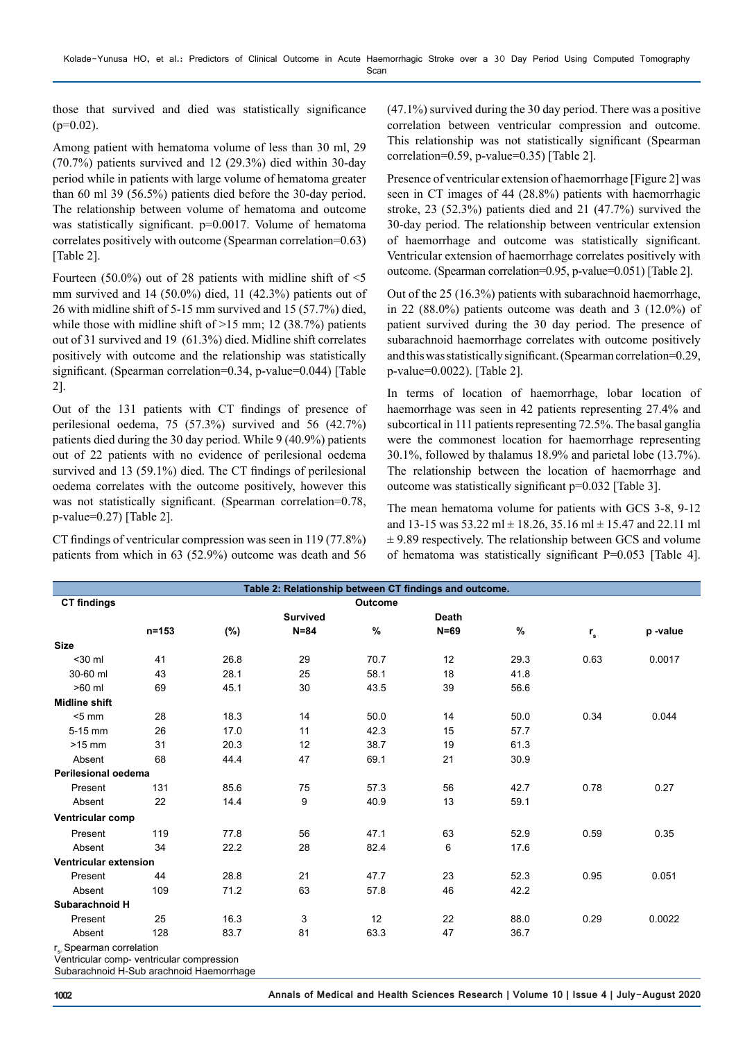those that survived and died was statistically significance (p=0.02).

Among patient with hematoma volume of less than 30 ml, 29 (70.7%) patients survived and 12 (29.3%) died within 30-day period while in patients with large volume of hematoma greater than 60 ml 39 (56.5%) patients died before the 30-day period. The relationship between volume of hematoma and outcome was statistically significant. p=0.0017. Volume of hematoma correlates positively with outcome (Spearman correlation=0.63) [Table 2].

Fourteen (50.0%) out of 28 patients with midline shift of <5 mm survived and 14 (50.0%) died, 11 (42.3%) patients out of 26 with midline shift of 5-15 mm survived and 15 (57.7%) died, while those with midline shift of >15 mm; 12 (38.7%) patients out of 31 survived and 19 (61.3%) died. Midline shift correlates positively with outcome and the relationship was statistically significant. (Spearman correlation=0.34, p-value=0.044) [Table 2].

Out of the 131 patients with CT findings of presence of perilesional oedema, 75 (57.3%) survived and 56 (42.7%) patients died during the 30 day period. While 9 (40.9%) patients out of 22 patients with no evidence of perilesional oedema survived and 13 (59.1%) died. The CT findings of perilesional oedema correlates with the outcome positively, however this was not statistically significant. (Spearman correlation=0.78, p-value=0.27) [Table 2].

CT findings of ventricular compression was seen in 119 (77.8%) patients from which in 63 (52.9%) outcome was death and 56 (47.1%) survived during the 30 day period. There was a positive correlation between ventricular compression and outcome. This relationship was not statistically significant (Spearman correlation=0.59, p-value=0.35) [Table 2].

Presence of ventricular extension of haemorrhage [Figure 2] was seen in CT images of 44 (28.8%) patients with haemorrhagic stroke, 23 (52.3%) patients died and 21 (47.7%) survived the 30-day period. The relationship between ventricular extension of haemorrhage and outcome was statistically significant. Ventricular extension of haemorrhage correlates positively with outcome. (Spearman correlation=0.95, p-value=0.051) [Table 2].

Out of the 25 (16.3%) patients with subarachnoid haemorrhage, in 22 (88.0%) patients outcome was death and 3 (12.0%) of patient survived during the 30 day period. The presence of subarachnoid haemorrhage correlates with outcome positively and this was statistically significant. (Spearman correlation=0.29, p-value=0.0022). [Table 2].

In terms of location of haemorrhage, lobar location of haemorrhage was seen in 42 patients representing 27.4% and subcortical in 111 patients representing 72.5%. The basal ganglia were the commonest location for haemorrhage representing 30.1%, followed by thalamus 18.9% and parietal lobe (13.7%). The relationship between the location of haemorrhage and outcome was statistically significant p=0.032 [Table 3].

The mean hematoma volume for patients with GCS 3-8, 9-12 and 13-15 was 53.22 ml ± 18.26, 35.16 ml ± 15.47 and 22.11 ml ± 9.89 respectively. The relationship between GCS and volume of hematoma was statistically significant P=0.053 [Table 4].

**Table 2: Relationship between CT findings and outcome.**

| CT findings | | | Outcome | | | | | |
|---|---|---|---|---|---|---|---|---|
| | | | Survived | | Death | | | |
| | n=153 | (%) | N=84 | % | N=69 | % | $r_s$ | p -value |
| **Size** | | | | | | | | |
| <30 ml | 41 | 26.8 | 29 | 70.7 | 12 | 29.3 | 0.63 | 0.0017 |
| 30-60 ml | 43 | 28.1 | 25 | 58.1 | 18 | 41.8 | | |
| >60 ml | 69 | 45.1 | 30 | 43.5 | 39 | 56.6 | | |
| **Midline shift** | | | | | | | | |
| <5 mm | 28 | 18.3 | 14 | 50.0 | 14 | 50.0 | 0.34 | 0.044 |
| 5-15 mm | 26 | 17.0 | 11 | 42.3 | 15 | 57.7 | | |
| >15 mm | 31 | 20.3 | 12 | 38.7 | 19 | 61.3 | | |
| Absent | 68 | 44.4 | 47 | 69.1 | 21 | 30.9 | | |
| **Perilesional oedema** | | | | | | | | |
| Present | 131 | 85.6 | 75 | 57.3 | 56 | 42.7 | 0.78 | 0.27 |
| Absent | 22 | 14.4 | 9 | 40.9 | 13 | 59.1 | | |
| **Ventricular comp** | | | | | | | | |
| Present | 119 | 77.8 | 56 | 47.1 | 63 | 52.9 | 0.59 | 0.35 |
| Absent | 34 | 22.2 | 28 | 82.4 | 6 | 17.6 | | |
| **Ventricular extension** | | | | | | | | |
| Present | 44 | 28.8 | 21 | 47.7 | 23 | 52.3 | 0.95 | 0.051 |
| Absent | 109 | 71.2 | 63 | 57.8 | 46 | 42.2 | | |
| **Subarachnoid H** | | | | | | | | |
| Present | 25 | 16.3 | 3 | 12 | 22 | 88.0 | 0.29 | 0.0022 |
| Absent | 128 | 83.7 | 81 | 63.3 | 47 | 36.7 | | |

$r_s$: Spearman correlation
Ventricular comp- ventricular compression
Subarachnoid H-Sub arachnoid Haemorrhage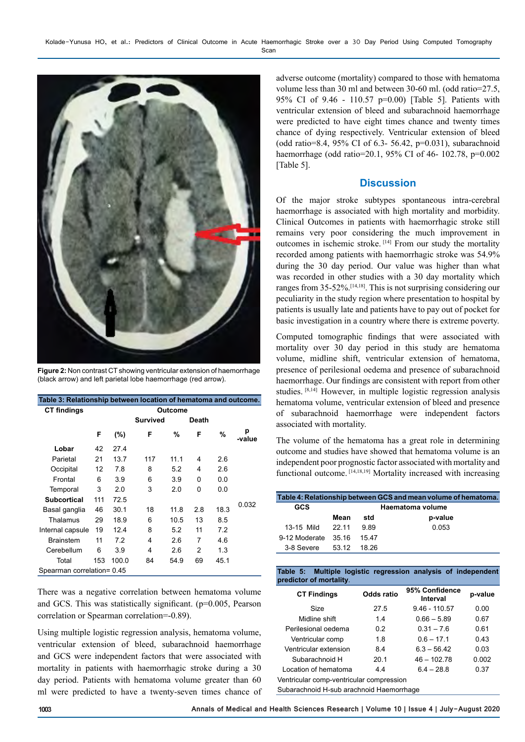**Figure 2:** Non contrast CT showing ventricular extension of haemorrhage (black arrow) and left parietal lobe haemorrhage (red arrow).

**Table 3: Relationship between location of hematoma and outcome.**

| CT findings | | | Outcome | | | | |
|---|---|---|---|---|---|---|---|
| | | | Survived | | Death | | |
| | F | (%) | F | % | F | % | p -value |
| **Lobar** | 42 | 27.4 | | | | | |
| Parietal | 21 | 13.7 | 117 | 11.1 | 4 | 2.6 | |
| Occipital | 12 | 7.8 | 8 | 5.2 | 4 | 2.6 | |
| Frontal | 6 | 3.9 | 6 | 3.9 | 0 | 0.0 | |
| Temporal | 3 | 2.0 | 3 | 2.0 | 0 | 0.0 | |
| **Subcortical** | 111 | 72.5 | | | | | 0.032 |
| Basal ganglia | 46 | 30.1 | 18 | 11.8 | 2.8 | 18.3 | |
| Thalamus | 29 | 18.9 | 6 | 10.5 | 13 | 8.5 | |
| Internal capsule | 19 | 12.4 | 8 | 5.2 | 11 | 7.2 | |
| Brainstem | 11 | 7.2 | 4 | 2.6 | 7 | 4.6 | |
| Cerebellum | 6 | 3.9 | 4 | 2.6 | 2 | 1.3 | |
| Total | 153 | 100.0 | 84 | 54.9 | 69 | 45.1 | |

Spearman correlation= 0.45

There was a negative correlation between hematoma volume and GCS. This was statistically significant. (p=0.005, Pearson correlation or Spearman correlation=-0.89).

Using multiple logistic regression analysis, hematoma volume, ventricular extension of bleed, subarachnoid haemorrhage and GCS were independent factors that were associated with mortality in patients with haemorrhagic stroke during a 30 day period. Patients with hematoma volume greater than 30 ml were predicted to have a twenty-seven times chance of adverse outcome (mortality) compared to those with hematoma volume less than 30 ml and between 30-60 ml. (odd ratio=27.5, 95% CI of 9.46 - 110.57 p=0.00) [Table 5]. Patients with ventricular extension of bleed and subarachnoid haemorrhage were predicted to have eight times chance and twenty times chance of dying respectively. Ventricular extension of bleed (odd ratio=8.4, 95% CI of 6.3- 56.42, p=0.031), subarachnoid haemorrhage (odd ratio=20.1, 95% CI of 46- 102.78, p=0.002 [Table 5].

## Discussion

Of the major stroke subtypes spontaneous intra-cerebral haemorrhage is associated with high mortality and morbidity. Clinical Outcomes in patients with haemorrhagic stroke still remains very poor considering the much improvement in outcomes in ischemic stroke. [14] From our study the mortality recorded among patients with haemorrhagic stroke was 54.9% during the 30 day period. Our value was higher than what was recorded in other studies with a 30 day mortality which ranges from 35-52%.[14,18]. This is not surprising considering our peculiarity in the study region where presentation to hospital by patients is usually late and patients have to pay out of pocket for basic investigation in a country where there is extreme poverty.

Computed tomographic findings that were associated with mortality over 30 day period in this study are hematoma volume, midline shift, ventricular extension of hematoma, presence of perilesional oedema and presence of subarachnoid haemorrhage. Our findings are consistent with report from other studies. [8,14] However, in multiple logistic regression analysis hematoma volume, ventricular extension of bleed and presence of subarachnoid haemorrhage were independent factors associated with mortality.

The volume of the hematoma has a great role in determining outcome and studies have showed that hematoma volume is an independent poor prognostic factor associated with mortality and functional outcome. [14,18,19] Mortality increased with increasing

**Table 4: Relationship between GCS and mean volume of hematoma.**

| GCS | Haematoma volume | | |
|---|---|---|---|
| | Mean | std | p-value |
| 13-15 Mild | 22.11 | 9.89 | 0.053 |
| 9-12 Moderate | 35.16 | 15.47 | |
| 3-8 Severe | 53.12 | 18.26 | |

**Table 5: Multiple logistic regression analysis of independent predictor of mortality.**

| CT Findings | Odds ratio | 95% Confidence Interval | p-value |
|---|---|---|---|
| Size | 27.5 | 9.46 - 110.57 | 0.00 |
| Midline shift | 1.4 | 0.66 – 5.89 | 0.67 |
| Perilesional oedema | 0.2 | 0.31 – 7.6 | 0.61 |
| Ventricular comp | 1.8 | 0.6 – 17.1 | 0.43 |
| Ventricular extension | 8.4 | 6.3 – 56.42 | 0.03 |
| Subarachnoid H | 20.1 | 46 – 102.78 | 0.002 |
| Location of hematoma | 4.4 | 6.4 – 28.8 | 0.37 |

Ventricular comp-ventricular compression
Subarachnoid H-sub arachnoid Haemorrhage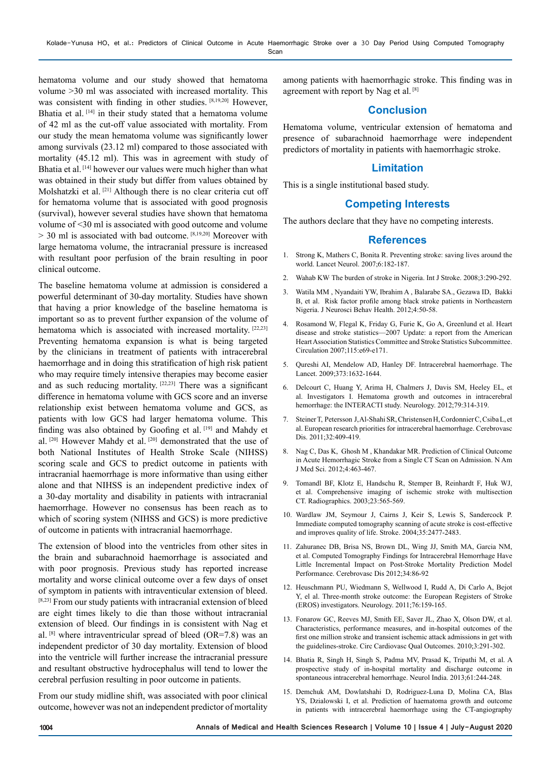hematoma volume and our study showed that hematoma volume >30 ml was associated with increased mortality. This was consistent with finding in other studies. [8,19,20] However, Bhatia et al. [14] in their study stated that a hematoma volume of 42 ml as the cut-off value associated with mortality. From our study the mean hematoma volume was significantly lower among survivals (23.12 ml) compared to those associated with mortality (45.12 ml). This was in agreement with study of Bhatia et al. [14] however our values were much higher than what was obtained in their study but differ from values obtained by Molshatzki et al. [21] Although there is no clear criteria cut off for hematoma volume that is associated with good prognosis (survival), however several studies have shown that hematoma volume of <30 ml is associated with good outcome and volume > 30 ml is associated with bad outcome. [8,19,20] Moreover with large hematoma volume, the intracranial pressure is increased with resultant poor perfusion of the brain resulting in poor clinical outcome.

The baseline hematoma volume at admission is considered a powerful determinant of 30-day mortality. Studies have shown that having a prior knowledge of the baseline hematoma is important so as to prevent further expansion of the volume of hematoma which is associated with increased mortality. [22,23] Preventing hematoma expansion is what is being targeted by the clinicians in treatment of patients with intracerebral haemorrhage and in doing this stratification of high risk patient who may require timely intensive therapies may become easier and as such reducing mortality. [22,23] There was a significant difference in hematoma volume with GCS score and an inverse relationship exist between hematoma volume and GCS, as patients with low GCS had larger hematoma volume. This finding was also obtained by Goofing et al. [19] and Mahdy et al. [20] However Mahdy et al. [20] demonstrated that the use of both National Institutes of Health Stroke Scale (NIHSS) scoring scale and GCS to predict outcome in patients with intracranial haemorrhage is more informative than using either alone and that NIHSS is an independent predictive index of a 30-day mortality and disability in patients with intracranial haemorrhage. However no consensus has been reach as to which of scoring system (NIHSS and GCS) is more predictive of outcome in patients with intracranial haemorrhage.

The extension of blood into the ventricles from other sites in the brain and subarachnoid haemorrhage is associated and with poor prognosis. Previous study has reported increase mortality and worse clinical outcome over a few days of onset of symptom in patients with intraventicular extension of bleed. [8,23] From our study patients with intracranial extension of bleed are eight times likely to die than those without intracranial extension of bleed. Our findings in is consistent with Nag et al. [8] where intraventricular spread of bleed (OR=7.8) was an independent predictor of 30 day mortality. Extension of blood into the ventricle will further increase the intracranial pressure and resultant obstructive hydrocephalus will tend to lower the cerebral perfusion resulting in poor outcome in patients.

From our study midline shift, was associated with poor clinical outcome, however was not an independent predictor of mortality among patients with haemorrhagic stroke. This finding was in agreement with report by Nag et al. [8]

## Conclusion

Hematoma volume, ventricular extension of hematoma and presence of subarachnoid haemorrhage were independent predictors of mortality in patients with haemorrhagic stroke.

## Limitation

This is a single institutional based study.

## Competing Interests

The authors declare that they have no competing interests.

## References

1. Strong K, Mathers C, Bonita R. Preventing stroke: saving lives around the world. Lancet Neurol. 2007;6:182-187.
2. Wahab KW. The burden of stroke in Nigeria. Int J Stroke. 2008;3:290-292.
3. Watila MM , Nyandaiti YW, Ibrahim A , Balarabe SA., Gezawa ID, Bakki B, et al. Risk factor profile among black stroke patients in Northeastern Nigeria. J Neurosci Behav Health. 2012;4:50-58.
4. Rosamond W, Flegal K, Friday G, Furie K, Go A, Greenlund et al. Heart disease and stroke statistics—2007 Update: a report from the American Heart Association Statistics Committee and Stroke Statistics Subcommittee. Circulation 2007;115:e69-e171.
5. Qureshi AI, Mendelow AD, Hanley DF. Intracerebral haemorrhage. The Lancet. 2009;373:1632-1644.
6. Delcourt C, Huang Y, Arima H, Chalmers J, Davis SM, Heeley EL, et al. Investigators I. Hematoma growth and outcomes in intracerebral hemorrhage: the INTERACTI study. Neurology. 2012;79:314-319.
7. Steiner T, Petersson J, Al-Shahi SR, Christensen H, Cordonnier C, Csiba L, et al. European research priorities for intracerebral haemorrhage. Cerebrovasc Dis. 2011;32:409-419.
8. Nag C, Das K, Ghosh M , Khandakar MR. Prediction of Clinical Outcome in Acute Hemorrhagic Stroke from a Single CT Scan on Admission. N Am J Med Sci. 2012;4:463-467.
9. Tomandl BF, Klotz E, Handschu R, Stemper B, Reinhardt F, Huk WJ, et al. Comprehensive imaging of ischemic stroke with multisection CT. Radiographics. 2003;23:565-569.
10. Wardlaw JM, Seymour J, Cairns J, Keir S, Lewis S, Sandercock P. Immediate computed tomography scanning of acute stroke is cost-effective and improves quality of life. Stroke. 2004;35:2477-2483.
11. Zahuranec DB, Brisa NS, Brown DL, Wing JJ, Smith MA, Garcia NM, et al. Computed Tomography Findings for Intracerebral Hemorrhage Have Little Incremental Impact on Post-Stroke Mortality Prediction Model Performance. Cerebrovasc Dis 2012;34:86-92
12. Heuschmann PU, Wiedmann S, Wellwood I, Rudd A, Di Carlo A, Bejot Y, el al. Three-month stroke outcome: the European Registers of Stroke (EROS) investigators. Neurology. 2011;76:159-165.
13. Fonarow GC, Reeves MJ, Smith EE, Saver JL, Zhao X, Olson DW, et al. Characteristics, performance measures, and in-hospital outcomes of the first one million stroke and transient ischemic attack admissions in get with the guidelines-stroke. Circ Cardiovasc Qual Outcomes. 2010;3:291-302.
14. Bhatia R, Singh H, Singh S, Padma MV, Prasad K, Tripathi M, et al. A prospective study of in-hospital mortality and discharge outcome in spontaneous intracerebral hemorrhage. Neurol India. 2013;61:244-248.
15. Demchuk AM, Dowlatshahi D, Rodriguez-Luna D, Molina CA, Blas YS, Dzialowski I, et al. Prediction of haematoma growth and outcome in patients with intracerebral haemorrhage using the CT-angiography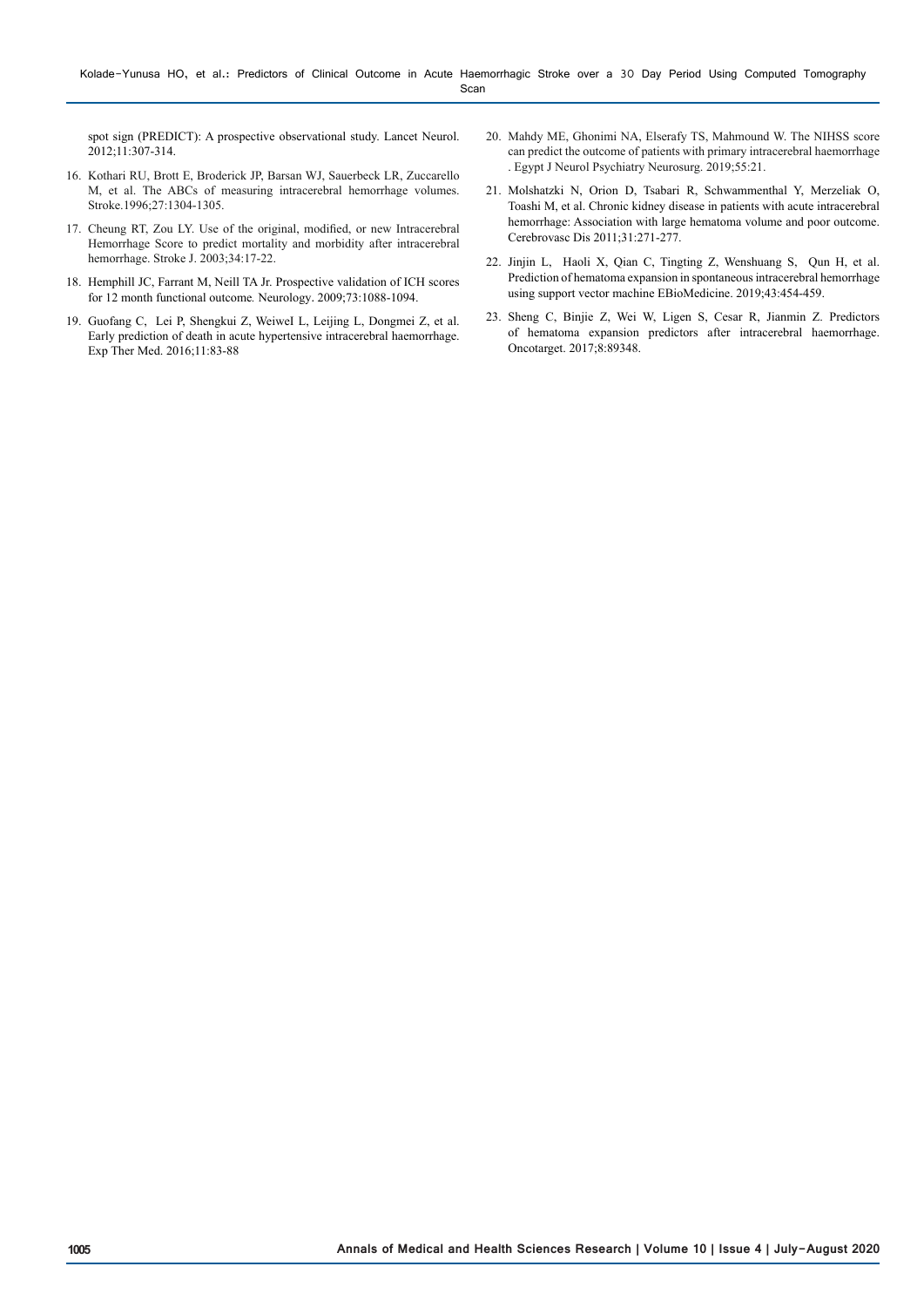spot sign (PREDICT): A prospective observational study. Lancet Neurol. 2012;11:307-314.

16. Kothari RU, Brott E, Broderick JP, Barsan WJ, Sauerbeck LR, Zuccarello M, et al. The ABCs of measuring intracerebral hemorrhage volumes. Stroke.1996;27:1304-1305.

17. Cheung RT, Zou LY. Use of the original, modified, or new Intracerebral Hemorrhage Score to predict mortality and morbidity after intracerebral hemorrhage. Stroke J. 2003;34:17-22.

18. Hemphill JC, Farrant M, Neill TA Jr. Prospective validation of ICH scores for 12 month functional outcome. Neurology. 2009;73:1088-1094.

19. Guofang C, Lei P, Shengkui Z, WeiweI L, Leijing L, Dongmei Z, et al. Early prediction of death in acute hypertensive intracerebral haemorrhage. Exp Ther Med. 2016;11:83-88

20. Mahdy ME, Ghonimi NA, Elserafy TS, Mahmound W. The NIHSS score can predict the outcome of patients with primary intracerebral haemorrhage . Egypt J Neurol Psychiatry Neurosurg. 2019;55:21.

21. Molshatzki N, Orion D, Tsabari R, Schwammenthal Y, Merzeliak O, Toashi M, et al. Chronic kidney disease in patients with acute intracerebral hemorrhage: Association with large hematoma volume and poor outcome. Cerebrovasc Dis 2011;31:271-277.

22. Jinjin L, Haoli X, Qian C, Tingting Z, Wenshuang S, Qun H, et al. Prediction of hematoma expansion in spontaneous intracerebral hemorrhage using support vector machine EBioMedicine. 2019;43:454-459.

23. Sheng C, Binjie Z, Wei W, Ligen S, Cesar R, Jianmin Z. Predictors of hematoma expansion predictors after intracerebral haemorrhage. Oncotarget. 2017;8:89348.